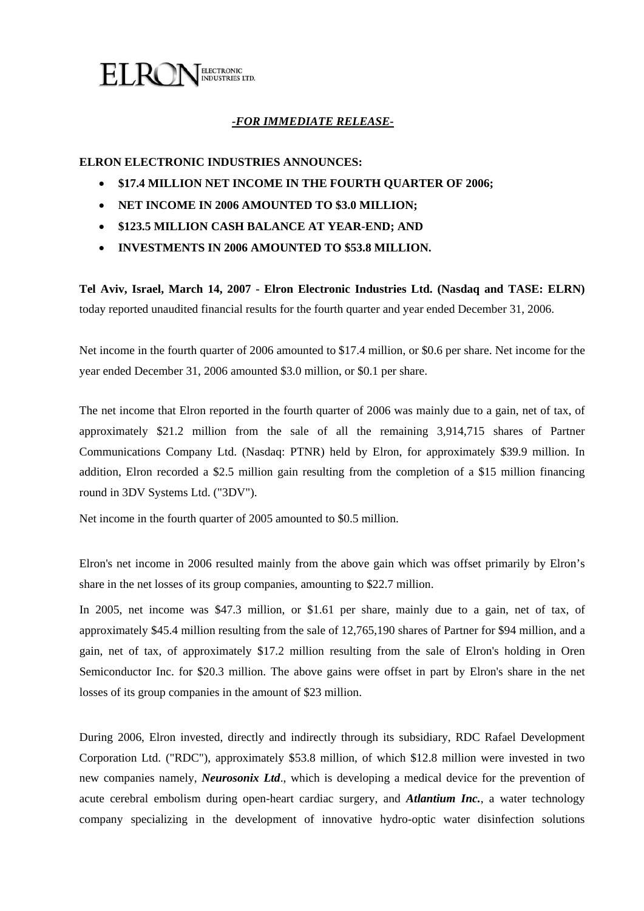ELRON ELECTRONIC INDUSTRIES LTD.

***-FOR IMMEDIATE RELEASE-***

**ELRON ELECTRONIC INDUSTRIES ANNOUNCES:**

- **$17.4 MILLION NET INCOME IN THE FOURTH QUARTER OF 2006;**
- **NET INCOME IN 2006 AMOUNTED TO $3.0 MILLION;**
- **$123.5 MILLION CASH BALANCE AT YEAR-END; AND**
- **INVESTMENTS IN 2006 AMOUNTED TO $53.8 MILLION.**

**Tel Aviv, Israel, March 14, 2007 - Elron Electronic Industries Ltd. (Nasdaq and TASE: ELRN)** today reported unaudited financial results for the fourth quarter and year ended December 31, 2006.

Net income in the fourth quarter of 2006 amounted to $17.4 million, or $0.6 per share. Net income for the year ended December 31, 2006 amounted $3.0 million, or $0.1 per share.

The net income that Elron reported in the fourth quarter of 2006 was mainly due to a gain, net of tax, of approximately $21.2 million from the sale of all the remaining 3,914,715 shares of Partner Communications Company Ltd. (Nasdaq: PTNR) held by Elron, for approximately $39.9 million. In addition, Elron recorded a $2.5 million gain resulting from the completion of a $15 million financing round in 3DV Systems Ltd. ("3DV").

Net income in the fourth quarter of 2005 amounted to $0.5 million.

Elron's net income in 2006 resulted mainly from the above gain which was offset primarily by Elron's share in the net losses of its group companies, amounting to $22.7 million.

In 2005, net income was $47.3 million, or $1.61 per share, mainly due to a gain, net of tax, of approximately $45.4 million resulting from the sale of 12,765,190 shares of Partner for $94 million, and a gain, net of tax, of approximately $17.2 million resulting from the sale of Elron's holding in Oren Semiconductor Inc. for $20.3 million. The above gains were offset in part by Elron's share in the net losses of its group companies in the amount of $23 million.

During 2006, Elron invested, directly and indirectly through its subsidiary, RDC Rafael Development Corporation Ltd. ("RDC"), approximately $53.8 million, of which $12.8 million were invested in two new companies namely, ***Neurosonix Ltd***., which is developing a medical device for the prevention of acute cerebral embolism during open-heart cardiac surgery, and ***Atlantium Inc.***, a water technology company specializing in the development of innovative hydro-optic water disinfection solutions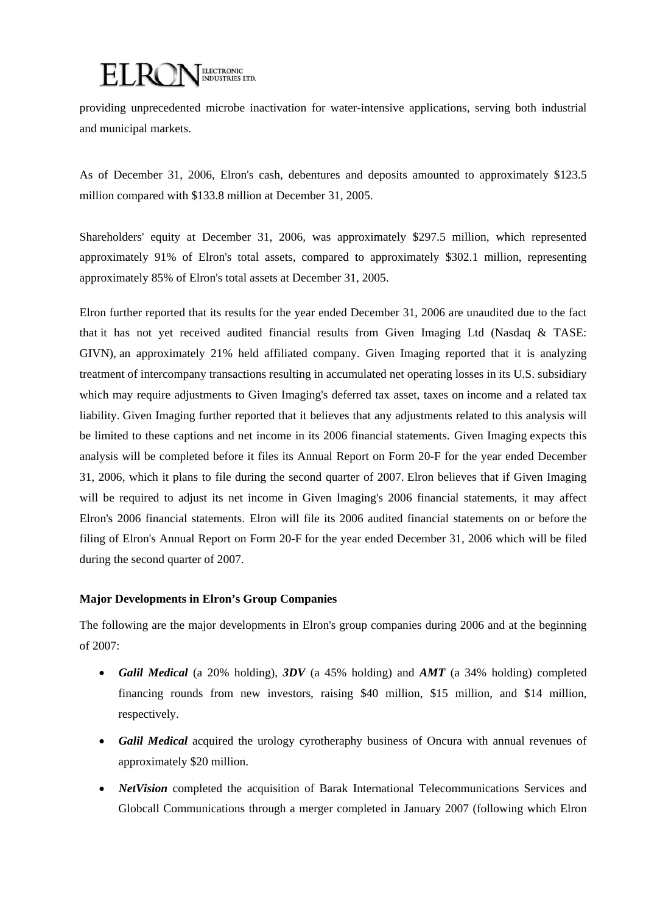providing unprecedented microbe inactivation for water-intensive applications, serving both industrial and municipal markets.

As of December 31, 2006, Elron's cash, debentures and deposits amounted to approximately $123.5 million compared with $133.8 million at December 31, 2005.

Shareholders' equity at December 31, 2006, was approximately $297.5 million, which represented approximately 91% of Elron's total assets, compared to approximately $302.1 million, representing approximately 85% of Elron's total assets at December 31, 2005.

Elron further reported that its results for the year ended December 31, 2006 are unaudited due to the fact that it has not yet received audited financial results from Given Imaging Ltd (Nasdaq & TASE: GIVN), an approximately 21% held affiliated company. Given Imaging reported that it is analyzing treatment of intercompany transactions resulting in accumulated net operating losses in its U.S. subsidiary which may require adjustments to Given Imaging's deferred tax asset, taxes on income and a related tax liability. Given Imaging further reported that it believes that any adjustments related to this analysis will be limited to these captions and net income in its 2006 financial statements. Given Imaging expects this analysis will be completed before it files its Annual Report on Form 20-F for the year ended December 31, 2006, which it plans to file during the second quarter of 2007. Elron believes that if Given Imaging will be required to adjust its net income in Given Imaging's 2006 financial statements, it may affect Elron's 2006 financial statements. Elron will file its 2006 audited financial statements on or before the filing of Elron's Annual Report on Form 20-F for the year ended December 31, 2006 which will be filed during the second quarter of 2007.

**Major Developments in Elron's Group Companies**

The following are the major developments in Elron's group companies during 2006 and at the beginning of 2007:

- ***Galil Medical*** (a 20% holding), ***3DV*** (a 45% holding) and ***AMT*** (a 34% holding) completed financing rounds from new investors, raising $40 million, $15 million, and $14 million, respectively.
- ***Galil Medical*** acquired the urology cyrotheraphy business of Oncura with annual revenues of approximately $20 million.
- ***NetVision*** completed the acquisition of Barak International Telecommunications Services and Globcall Communications through a merger completed in January 2007 (following which Elron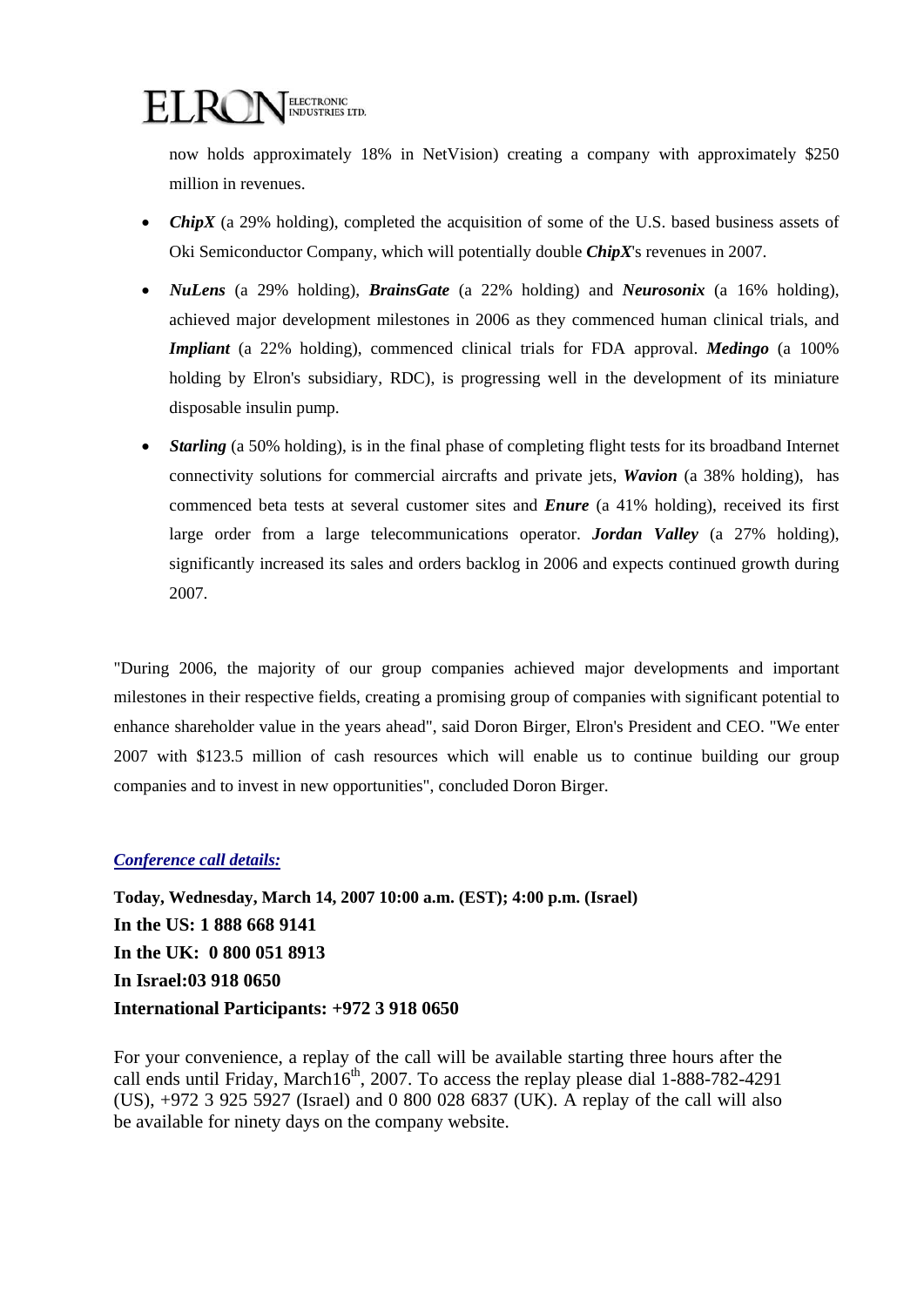now holds approximately 18% in NetVision) creating a company with approximately $250 million in revenues.

- ***ChipX*** (a 29% holding), completed the acquisition of some of the U.S. based business assets of Oki Semiconductor Company, which will potentially double ***ChipX***'s revenues in 2007.
- ***NuLens*** (a 29% holding), ***BrainsGate*** (a 22% holding) and ***Neurosonix*** (a 16% holding), achieved major development milestones in 2006 as they commenced human clinical trials, and ***Impliant*** (a 22% holding), commenced clinical trials for FDA approval. ***Medingo*** (a 100% holding by Elron's subsidiary, RDC), is progressing well in the development of its miniature disposable insulin pump.
- ***Starling*** (a 50% holding), is in the final phase of completing flight tests for its broadband Internet connectivity solutions for commercial aircrafts and private jets, ***Wavion*** (a 38% holding), has commenced beta tests at several customer sites and ***Enure*** (a 41% holding), received its first large order from a large telecommunications operator. ***Jordan Valley*** (a 27% holding), significantly increased its sales and orders backlog in 2006 and expects continued growth during 2007.

"During 2006, the majority of our group companies achieved major developments and important milestones in their respective fields, creating a promising group of companies with significant potential to enhance shareholder value in the years ahead", said Doron Birger, Elron's President and CEO. "We enter 2007 with $123.5 million of cash resources which will enable us to continue building our group companies and to invest in new opportunities", concluded Doron Birger.

***Conference call details:***

**Today, Wednesday, March 14, 2007 10:00 a.m. (EST); 4:00 p.m. (Israel)**
**In the US: 1 888 668 9141**
**In the UK: 0 800 051 8913**
**In Israel:03 918 0650**
**International Participants: +972 3 918 0650**

For your convenience, a replay of the call will be available starting three hours after the call ends until Friday, March16th, 2007. To access the replay please dial 1-888-782-4291 (US), +972 3 925 5927 (Israel) and 0 800 028 6837 (UK). A replay of the call will also be available for ninety days on the company website.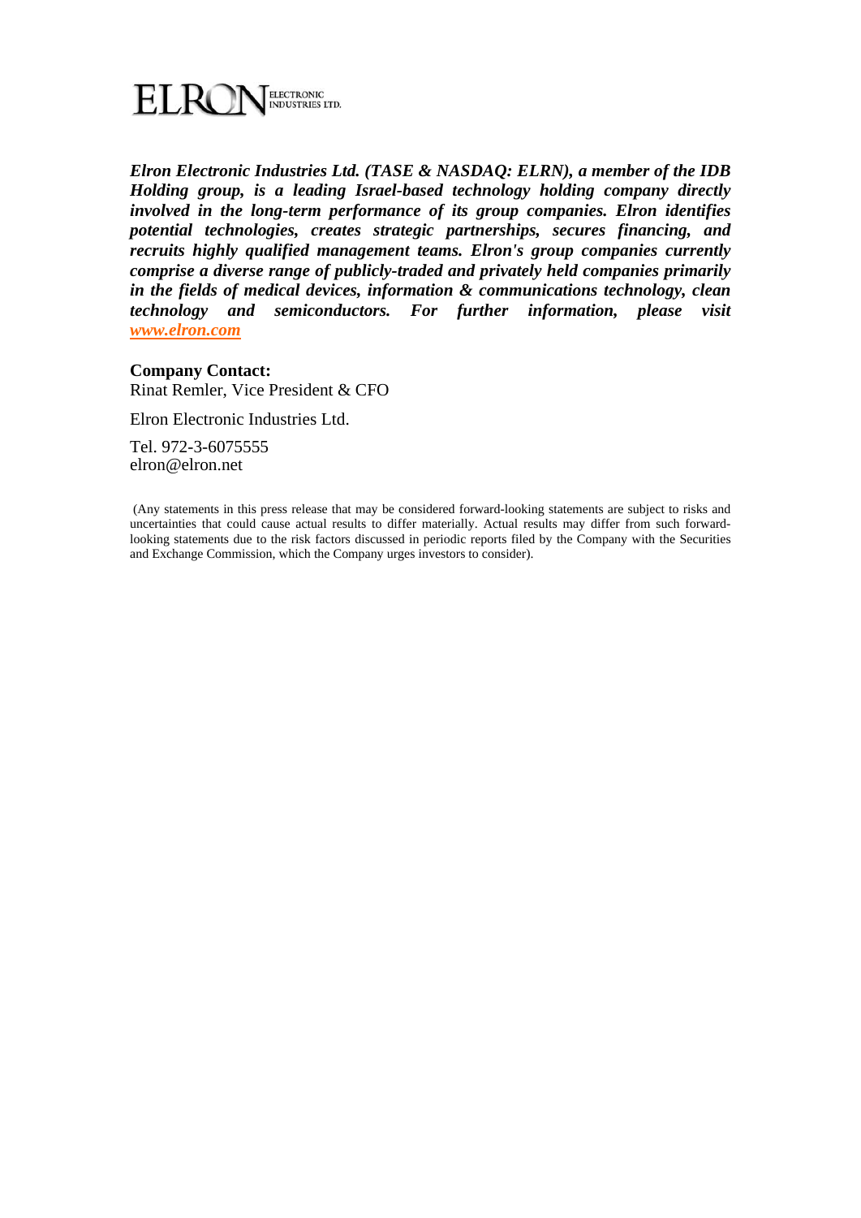ELRON ELECTRONIC INDUSTRIES LTD.

***Elron Electronic Industries Ltd. (TASE & NASDAQ: ELRN), a member of the IDB Holding group, is a leading Israel-based technology holding company directly involved in the long-term performance of its group companies. Elron identifies potential technologies, creates strategic partnerships, secures financing, and recruits highly qualified management teams. Elron's group companies currently comprise a diverse range of publicly-traded and privately held companies primarily in the fields of medical devices, information & communications technology, clean technology and semiconductors. For further information, please visit [www.elron.com](http://www.elron.com)***

**Company Contact:**
Rinat Remler, Vice President & CFO

Elron Electronic Industries Ltd.

Tel. 972-3-6075555
elron@elron.net

(Any statements in this press release that may be considered forward-looking statements are subject to risks and uncertainties that could cause actual results to differ materially. Actual results may differ from such forward-looking statements due to the risk factors discussed in periodic reports filed by the Company with the Securities and Exchange Commission, which the Company urges investors to consider).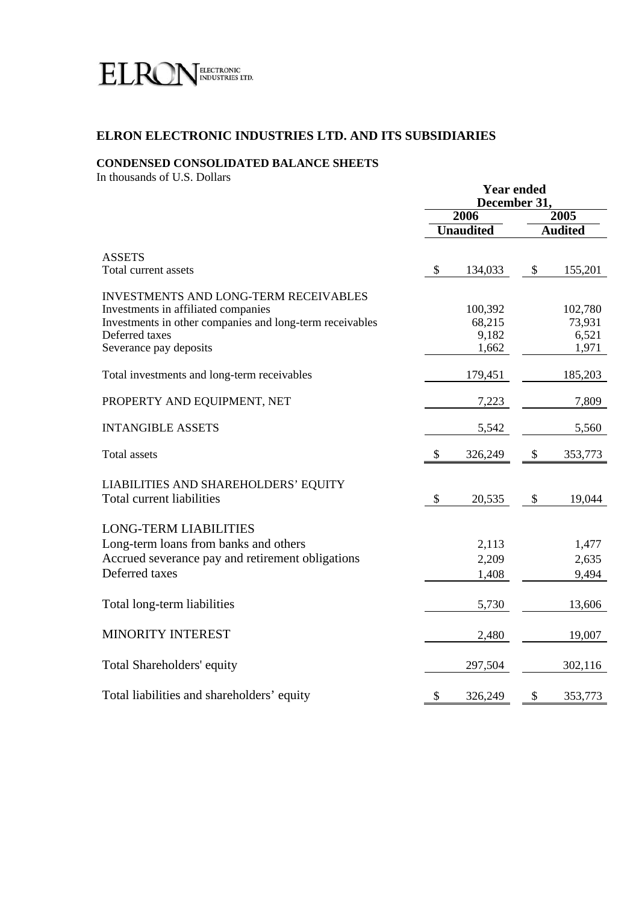ELRON ELECTRONIC INDUSTRIES LTD.

## ELRON ELECTRONIC INDUSTRIES LTD. AND ITS SUBSIDIARIES

### CONDENSED CONSOLIDATED BALANCE SHEETS

In thousands of U.S. Dollars

| | Year ended December 31, 2006 | Year ended December 31, 2005 |
|---|---|---|
| | Unaudited | Audited |
| **ASSETS** | | |
| Total current assets | $ 134,033 | $ 155,201 |
| **INVESTMENTS AND LONG-TERM RECEIVABLES** | | |
| Investments in affiliated companies | 100,392 | 102,780 |
| Investments in other companies and long-term receivables | 68,215 | 73,931 |
| Deferred taxes | 9,182 | 6,521 |
| Severance pay deposits | 1,662 | 1,971 |
| Total investments and long-term receivables | 179,451 | 185,203 |
| PROPERTY AND EQUIPMENT, NET | 7,223 | 7,809 |
| INTANGIBLE ASSETS | 5,542 | 5,560 |
| Total assets | $ 326,249 | $ 353,773 |
| **LIABILITIES AND SHAREHOLDERS' EQUITY** | | |
| Total current liabilities | $ 20,535 | $ 19,044 |
| **LONG-TERM LIABILITIES** | | |
| Long-term loans from banks and others | 2,113 | 1,477 |
| Accrued severance pay and retirement obligations | 2,209 | 2,635 |
| Deferred taxes | 1,408 | 9,494 |
| Total long-term liabilities | 5,730 | 13,606 |
| MINORITY INTEREST | 2,480 | 19,007 |
| Total Shareholders' equity | 297,504 | 302,116 |
| Total liabilities and shareholders' equity | $ 326,249 | $ 353,773 |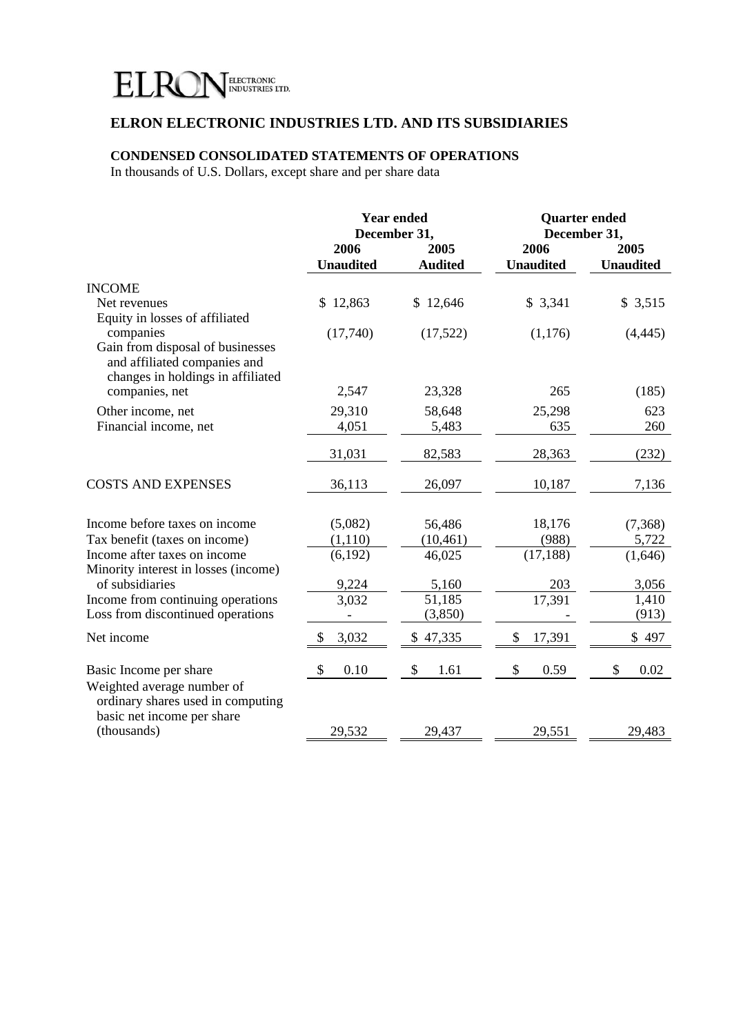ELRON ELECTRONIC INDUSTRIES LTD.

## ELRON ELECTRONIC INDUSTRIES LTD. AND ITS SUBSIDIARIES

### CONDENSED CONSOLIDATED STATEMENTS OF OPERATIONS

In thousands of U.S. Dollars, except share and per share data

| | Year ended December 31, | | Quarter ended December 31, | |
|---|---|---|---|---|
| | **2006** | **2005** | **2006** | **2005** |
| | **Unaudited** | **Audited** | **Unaudited** | **Unaudited** |
| INCOME | | | | |
| Net revenues | $ 12,863 | $ 12,646 | $ 3,341 | $ 3,515 |
| Equity in losses of affiliated companies | (17,740) | (17,522) | (1,176) | (4,445) |
| Gain from disposal of businesses and affiliated companies and changes in holdings in affiliated companies, net | 2,547 | 23,328 | 265 | (185) |
| Other income, net | 29,310 | 58,648 | 25,298 | 623 |
| Financial income, net | 4,051 | 5,483 | 635 | 260 |
| | 31,031 | 82,583 | 28,363 | (232) |
| COSTS AND EXPENSES | 36,113 | 26,097 | 10,187 | 7,136 |
| Income before taxes on income | (5,082) | 56,486 | 18,176 | (7,368) |
| Tax benefit (taxes on income) | (1,110) | (10,461) | (988) | 5,722 |
| Income after taxes on income | (6,192) | 46,025 | (17,188) | (1,646) |
| Minority interest in losses (income) of subsidiaries | 9,224 | 5,160 | 203 | 3,056 |
| Income from continuing operations | 3,032 | 51,185 | 17,391 | 1,410 |
| Loss from discontinued operations | - | (3,850) | - | (913) |
| Net income | $ 3,032 | $ 47,335 | $ 17,391 | $ 497 |
| Basic Income per share | $ 0.10 | $ 1.61 | $ 0.59 | $ 0.02 |
| Weighted average number of ordinary shares used in computing basic net income per share (thousands) | 29,532 | 29,437 | 29,551 | 29,483 |